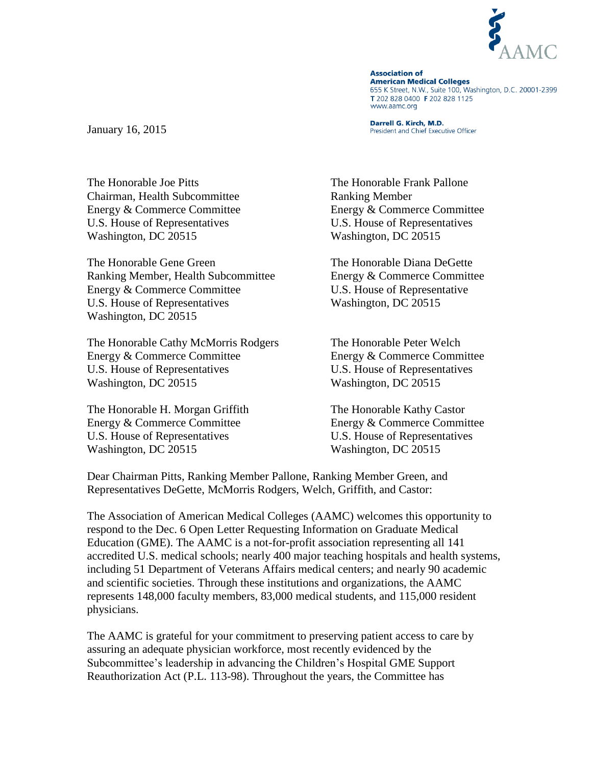AAMC

**Association of American Medical Colleges**
655 K Street, N.W., Suite 100, Washington, D.C. 20001-2399
T 202 828 0400 F 202 828 1125
www.aamc.org

**Darrell G. Kirch, M.D.**
President and Chief Executive Officer

January 16, 2015

The Honorable Joe Pitts
Chairman, Health Subcommittee
Energy & Commerce Committee
U.S. House of Representatives
Washington, DC 20515

The Honorable Frank Pallone
Ranking Member
Energy & Commerce Committee
U.S. House of Representatives
Washington, DC 20515

The Honorable Gene Green
Ranking Member, Health Subcommittee
Energy & Commerce Committee
U.S. House of Representatives
Washington, DC 20515

The Honorable Diana DeGette
Energy & Commerce Committee
U.S. House of Representative
Washington, DC 20515

The Honorable Cathy McMorris Rodgers
Energy & Commerce Committee
U.S. House of Representatives
Washington, DC 20515

The Honorable Peter Welch
Energy & Commerce Committee
U.S. House of Representatives
Washington, DC 20515

The Honorable H. Morgan Griffith
Energy & Commerce Committee
U.S. House of Representatives
Washington, DC 20515

The Honorable Kathy Castor
Energy & Commerce Committee
U.S. House of Representatives
Washington, DC 20515

Dear Chairman Pitts, Ranking Member Pallone, Ranking Member Green, and Representatives DeGette, McMorris Rodgers, Welch, Griffith, and Castor:

The Association of American Medical Colleges (AAMC) welcomes this opportunity to respond to the Dec. 6 Open Letter Requesting Information on Graduate Medical Education (GME). The AAMC is a not-for-profit association representing all 141 accredited U.S. medical schools; nearly 400 major teaching hospitals and health systems, including 51 Department of Veterans Affairs medical centers; and nearly 90 academic and scientific societies. Through these institutions and organizations, the AAMC represents 148,000 faculty members, 83,000 medical students, and 115,000 resident physicians.

The AAMC is grateful for your commitment to preserving patient access to care by assuring an adequate physician workforce, most recently evidenced by the Subcommittee's leadership in advancing the Children's Hospital GME Support Reauthorization Act (P.L. 113-98). Throughout the years, the Committee has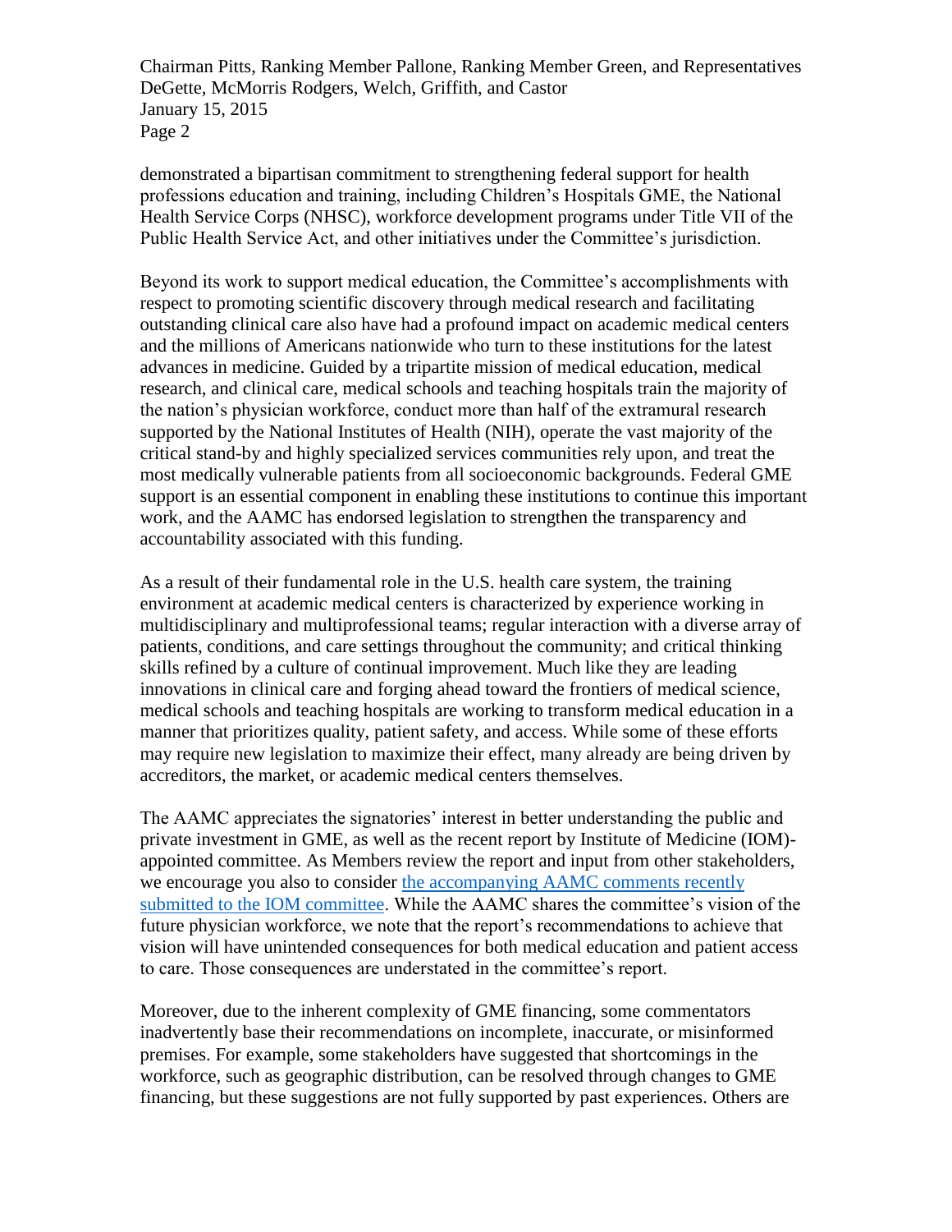demonstrated a bipartisan commitment to strengthening federal support for health professions education and training, including Children's Hospitals GME, the National Health Service Corps (NHSC), workforce development programs under Title VII of the Public Health Service Act, and other initiatives under the Committee's jurisdiction.

Beyond its work to support medical education, the Committee's accomplishments with respect to promoting scientific discovery through medical research and facilitating outstanding clinical care also have had a profound impact on academic medical centers and the millions of Americans nationwide who turn to these institutions for the latest advances in medicine. Guided by a tripartite mission of medical education, medical research, and clinical care, medical schools and teaching hospitals train the majority of the nation's physician workforce, conduct more than half of the extramural research supported by the National Institutes of Health (NIH), operate the vast majority of the critical stand-by and highly specialized services communities rely upon, and treat the most medically vulnerable patients from all socioeconomic backgrounds. Federal GME support is an essential component in enabling these institutions to continue this important work, and the AAMC has endorsed legislation to strengthen the transparency and accountability associated with this funding.

As a result of their fundamental role in the U.S. health care system, the training environment at academic medical centers is characterized by experience working in multidisciplinary and multiprofessional teams; regular interaction with a diverse array of patients, conditions, and care settings throughout the community; and critical thinking skills refined by a culture of continual improvement. Much like they are leading innovations in clinical care and forging ahead toward the frontiers of medical science, medical schools and teaching hospitals are working to transform medical education in a manner that prioritizes quality, patient safety, and access. While some of these efforts may require new legislation to maximize their effect, many already are being driven by accreditors, the market, or academic medical centers themselves.

The AAMC appreciates the signatories' interest in better understanding the public and private investment in GME, as well as the recent report by Institute of Medicine (IOM)-appointed committee. As Members review the report and input from other stakeholders, we encourage you also to consider the accompanying AAMC comments recently submitted to the IOM committee. While the AAMC shares the committee's vision of the future physician workforce, we note that the report's recommendations to achieve that vision will have unintended consequences for both medical education and patient access to care. Those consequences are understated in the committee's report.

Moreover, due to the inherent complexity of GME financing, some commentators inadvertently base their recommendations on incomplete, inaccurate, or misinformed premises. For example, some stakeholders have suggested that shortcomings in the workforce, such as geographic distribution, can be resolved through changes to GME financing, but these suggestions are not fully supported by past experiences. Others are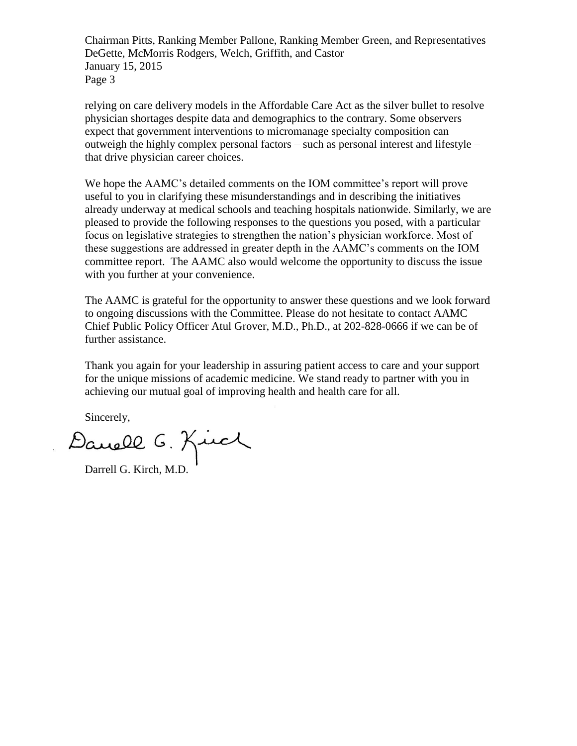relying on care delivery models in the Affordable Care Act as the silver bullet to resolve physician shortages despite data and demographics to the contrary. Some observers expect that government interventions to micromanage specialty composition can outweigh the highly complex personal factors – such as personal interest and lifestyle – that drive physician career choices.

We hope the AAMC's detailed comments on the IOM committee's report will prove useful to you in clarifying these misunderstandings and in describing the initiatives already underway at medical schools and teaching hospitals nationwide. Similarly, we are pleased to provide the following responses to the questions you posed, with a particular focus on legislative strategies to strengthen the nation's physician workforce. Most of these suggestions are addressed in greater depth in the AAMC's comments on the IOM committee report. The AAMC also would welcome the opportunity to discuss the issue with you further at your convenience.

The AAMC is grateful for the opportunity to answer these questions and we look forward to ongoing discussions with the Committee. Please do not hesitate to contact AAMC Chief Public Policy Officer Atul Grover, M.D., Ph.D., at 202-828-0666 if we can be of further assistance.

Thank you again for your leadership in assuring patient access to care and your support for the unique missions of academic medicine. We stand ready to partner with you in achieving our mutual goal of improving health and health care for all.

Sincerely,

Darrell G. Kirch

Darrell G. Kirch, M.D.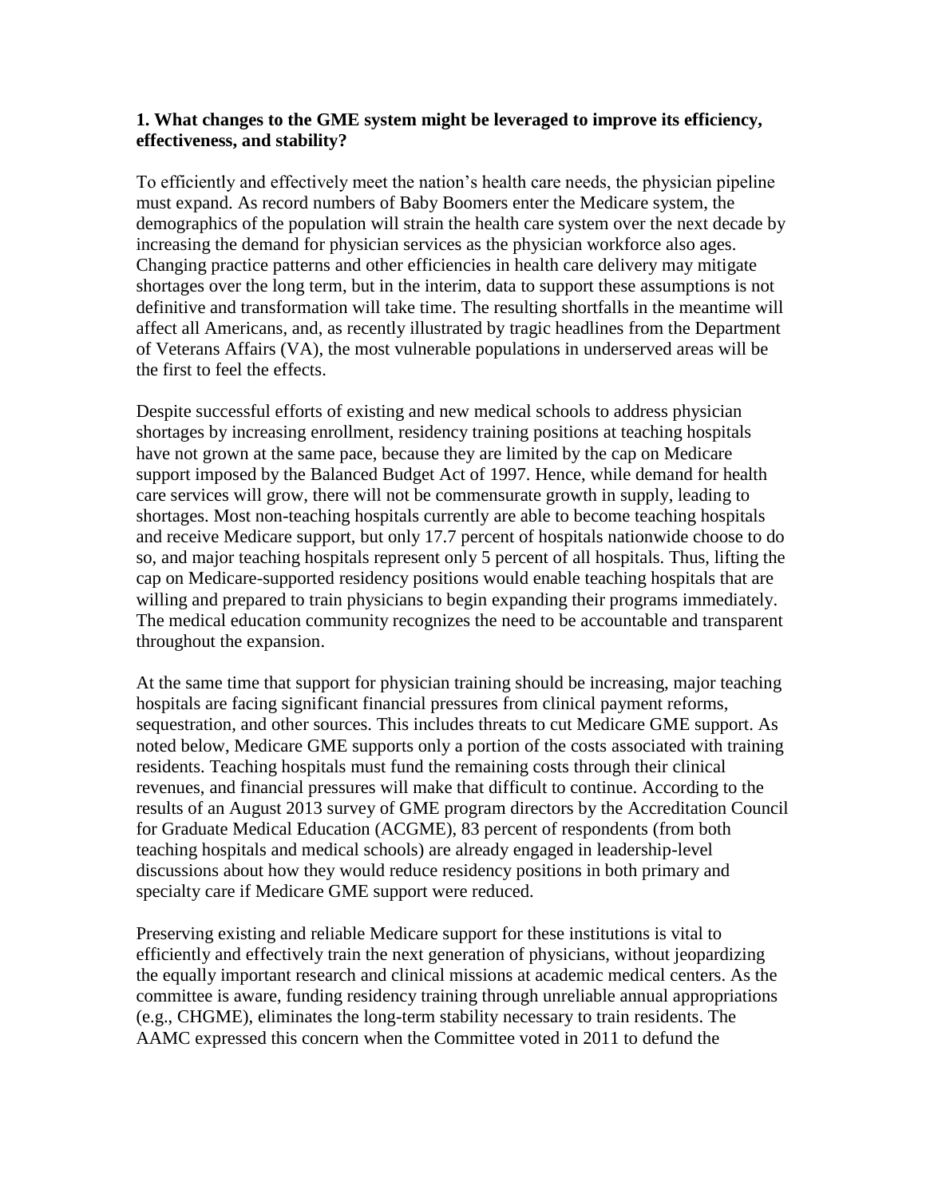**1. What changes to the GME system might be leveraged to improve its efficiency, effectiveness, and stability?**

To efficiently and effectively meet the nation's health care needs, the physician pipeline must expand. As record numbers of Baby Boomers enter the Medicare system, the demographics of the population will strain the health care system over the next decade by increasing the demand for physician services as the physician workforce also ages. Changing practice patterns and other efficiencies in health care delivery may mitigate shortages over the long term, but in the interim, data to support these assumptions is not definitive and transformation will take time. The resulting shortfalls in the meantime will affect all Americans, and, as recently illustrated by tragic headlines from the Department of Veterans Affairs (VA), the most vulnerable populations in underserved areas will be the first to feel the effects.

Despite successful efforts of existing and new medical schools to address physician shortages by increasing enrollment, residency training positions at teaching hospitals have not grown at the same pace, because they are limited by the cap on Medicare support imposed by the Balanced Budget Act of 1997. Hence, while demand for health care services will grow, there will not be commensurate growth in supply, leading to shortages. Most non-teaching hospitals currently are able to become teaching hospitals and receive Medicare support, but only 17.7 percent of hospitals nationwide choose to do so, and major teaching hospitals represent only 5 percent of all hospitals. Thus, lifting the cap on Medicare-supported residency positions would enable teaching hospitals that are willing and prepared to train physicians to begin expanding their programs immediately. The medical education community recognizes the need to be accountable and transparent throughout the expansion.

At the same time that support for physician training should be increasing, major teaching hospitals are facing significant financial pressures from clinical payment reforms, sequestration, and other sources. This includes threats to cut Medicare GME support. As noted below, Medicare GME supports only a portion of the costs associated with training residents. Teaching hospitals must fund the remaining costs through their clinical revenues, and financial pressures will make that difficult to continue. According to the results of an August 2013 survey of GME program directors by the Accreditation Council for Graduate Medical Education (ACGME), 83 percent of respondents (from both teaching hospitals and medical schools) are already engaged in leadership-level discussions about how they would reduce residency positions in both primary and specialty care if Medicare GME support were reduced.

Preserving existing and reliable Medicare support for these institutions is vital to efficiently and effectively train the next generation of physicians, without jeopardizing the equally important research and clinical missions at academic medical centers. As the committee is aware, funding residency training through unreliable annual appropriations (e.g., CHGME), eliminates the long-term stability necessary to train residents. The AAMC expressed this concern when the Committee voted in 2011 to defund the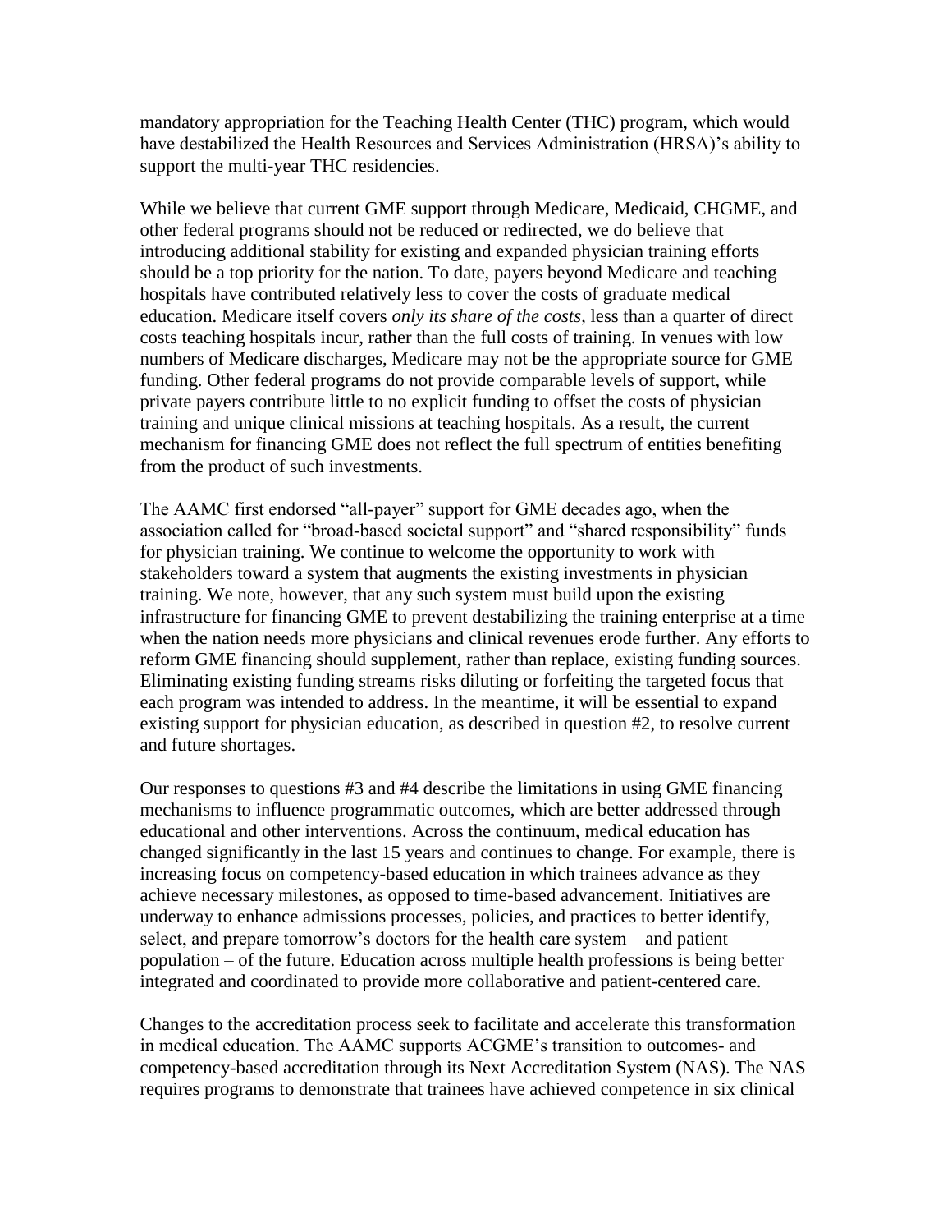mandatory appropriation for the Teaching Health Center (THC) program, which would have destabilized the Health Resources and Services Administration (HRSA)'s ability to support the multi-year THC residencies.

While we believe that current GME support through Medicare, Medicaid, CHGME, and other federal programs should not be reduced or redirected, we do believe that introducing additional stability for existing and expanded physician training efforts should be a top priority for the nation. To date, payers beyond Medicare and teaching hospitals have contributed relatively less to cover the costs of graduate medical education. Medicare itself covers *only its share of the costs*, less than a quarter of direct costs teaching hospitals incur, rather than the full costs of training. In venues with low numbers of Medicare discharges, Medicare may not be the appropriate source for GME funding. Other federal programs do not provide comparable levels of support, while private payers contribute little to no explicit funding to offset the costs of physician training and unique clinical missions at teaching hospitals. As a result, the current mechanism for financing GME does not reflect the full spectrum of entities benefiting from the product of such investments.

The AAMC first endorsed "all-payer" support for GME decades ago, when the association called for "broad-based societal support" and "shared responsibility" funds for physician training. We continue to welcome the opportunity to work with stakeholders toward a system that augments the existing investments in physician training. We note, however, that any such system must build upon the existing infrastructure for financing GME to prevent destabilizing the training enterprise at a time when the nation needs more physicians and clinical revenues erode further. Any efforts to reform GME financing should supplement, rather than replace, existing funding sources. Eliminating existing funding streams risks diluting or forfeiting the targeted focus that each program was intended to address. In the meantime, it will be essential to expand existing support for physician education, as described in question #2, to resolve current and future shortages.

Our responses to questions #3 and #4 describe the limitations in using GME financing mechanisms to influence programmatic outcomes, which are better addressed through educational and other interventions. Across the continuum, medical education has changed significantly in the last 15 years and continues to change. For example, there is increasing focus on competency-based education in which trainees advance as they achieve necessary milestones, as opposed to time-based advancement. Initiatives are underway to enhance admissions processes, policies, and practices to better identify, select, and prepare tomorrow's doctors for the health care system – and patient population – of the future. Education across multiple health professions is being better integrated and coordinated to provide more collaborative and patient-centered care.

Changes to the accreditation process seek to facilitate and accelerate this transformation in medical education. The AAMC supports ACGME's transition to outcomes- and competency-based accreditation through its Next Accreditation System (NAS). The NAS requires programs to demonstrate that trainees have achieved competence in six clinical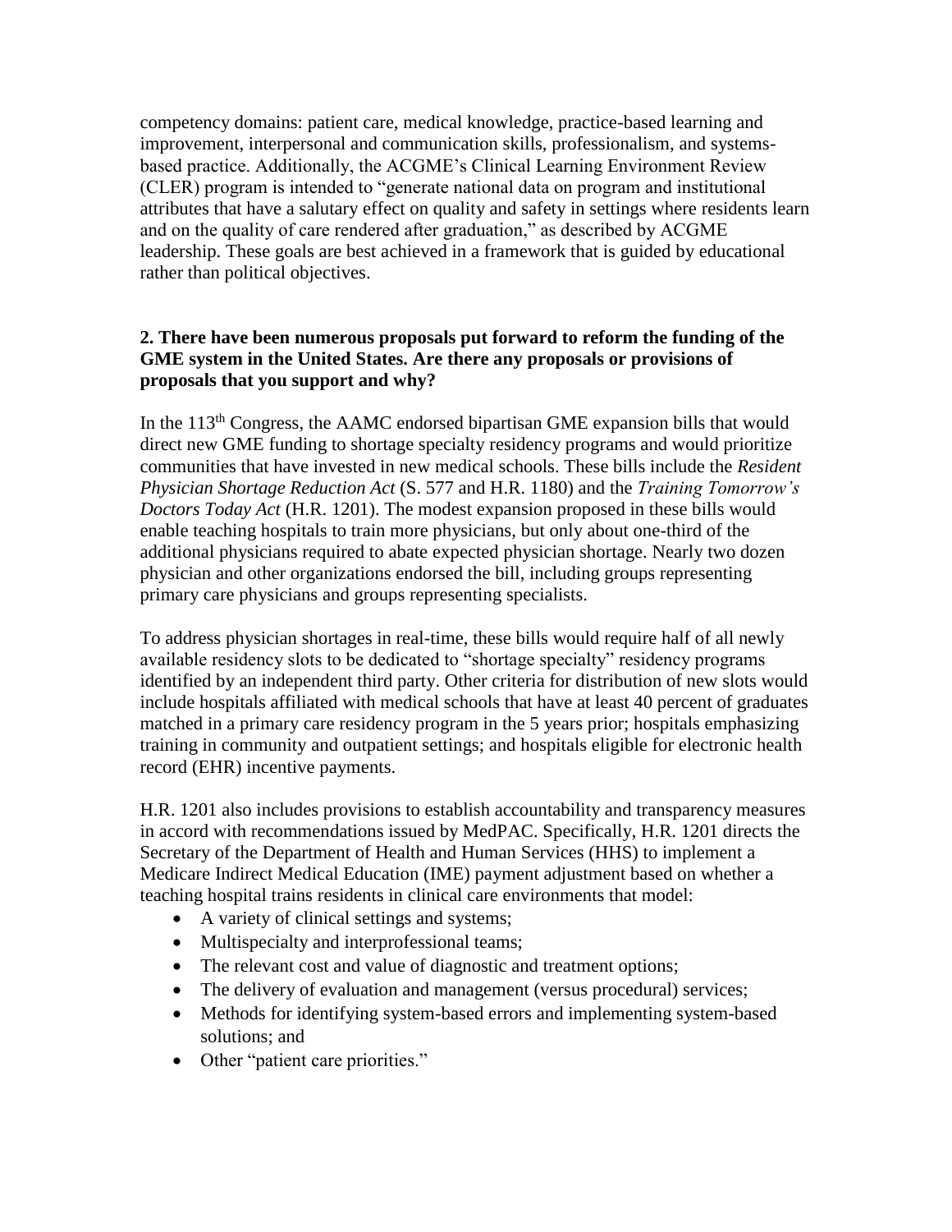competency domains: patient care, medical knowledge, practice-based learning and improvement, interpersonal and communication skills, professionalism, and systems-based practice. Additionally, the ACGME's Clinical Learning Environment Review (CLER) program is intended to "generate national data on program and institutional attributes that have a salutary effect on quality and safety in settings where residents learn and on the quality of care rendered after graduation," as described by ACGME leadership. These goals are best achieved in a framework that is guided by educational rather than political objectives.

**2. There have been numerous proposals put forward to reform the funding of the GME system in the United States. Are there any proposals or provisions of proposals that you support and why?**

In the 113th Congress, the AAMC endorsed bipartisan GME expansion bills that would direct new GME funding to shortage specialty residency programs and would prioritize communities that have invested in new medical schools. These bills include the *Resident Physician Shortage Reduction Act* (S. 577 and H.R. 1180) and the *Training Tomorrow's Doctors Today Act* (H.R. 1201). The modest expansion proposed in these bills would enable teaching hospitals to train more physicians, but only about one-third of the additional physicians required to abate expected physician shortage. Nearly two dozen physician and other organizations endorsed the bill, including groups representing primary care physicians and groups representing specialists.

To address physician shortages in real-time, these bills would require half of all newly available residency slots to be dedicated to "shortage specialty" residency programs identified by an independent third party. Other criteria for distribution of new slots would include hospitals affiliated with medical schools that have at least 40 percent of graduates matched in a primary care residency program in the 5 years prior; hospitals emphasizing training in community and outpatient settings; and hospitals eligible for electronic health record (EHR) incentive payments.

H.R. 1201 also includes provisions to establish accountability and transparency measures in accord with recommendations issued by MedPAC. Specifically, H.R. 1201 directs the Secretary of the Department of Health and Human Services (HHS) to implement a Medicare Indirect Medical Education (IME) payment adjustment based on whether a teaching hospital trains residents in clinical care environments that model:

- A variety of clinical settings and systems;
- Multispecialty and interprofessional teams;
- The relevant cost and value of diagnostic and treatment options;
- The delivery of evaluation and management (versus procedural) services;
- Methods for identifying system-based errors and implementing system-based solutions; and
- Other "patient care priorities."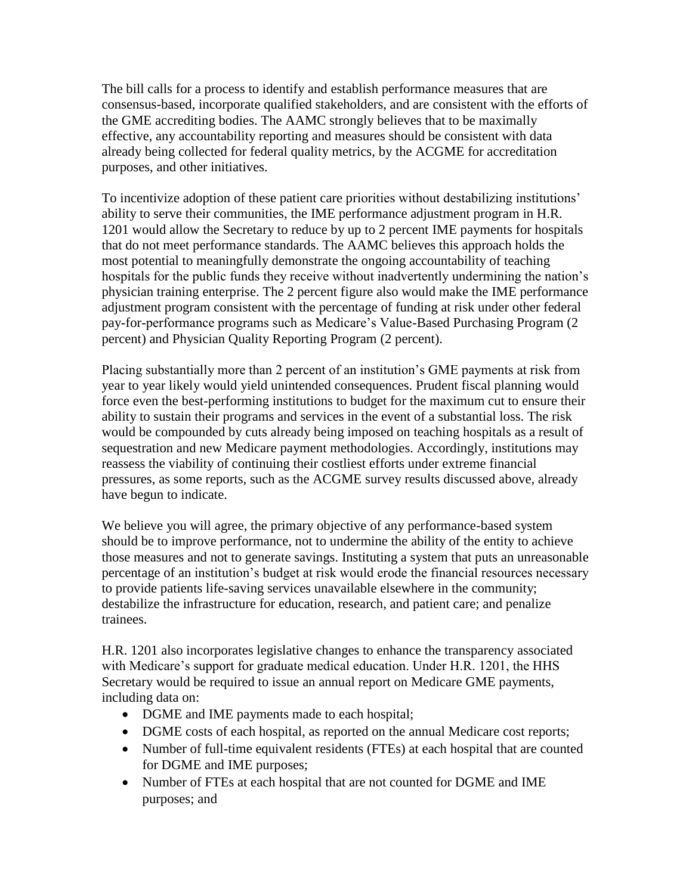The bill calls for a process to identify and establish performance measures that are consensus-based, incorporate qualified stakeholders, and are consistent with the efforts of the GME accrediting bodies. The AAMC strongly believes that to be maximally effective, any accountability reporting and measures should be consistent with data already being collected for federal quality metrics, by the ACGME for accreditation purposes, and other initiatives.

To incentivize adoption of these patient care priorities without destabilizing institutions' ability to serve their communities, the IME performance adjustment program in H.R. 1201 would allow the Secretary to reduce by up to 2 percent IME payments for hospitals that do not meet performance standards. The AAMC believes this approach holds the most potential to meaningfully demonstrate the ongoing accountability of teaching hospitals for the public funds they receive without inadvertently undermining the nation's physician training enterprise. The 2 percent figure also would make the IME performance adjustment program consistent with the percentage of funding at risk under other federal pay-for-performance programs such as Medicare's Value-Based Purchasing Program (2 percent) and Physician Quality Reporting Program (2 percent).

Placing substantially more than 2 percent of an institution's GME payments at risk from year to year likely would yield unintended consequences. Prudent fiscal planning would force even the best-performing institutions to budget for the maximum cut to ensure their ability to sustain their programs and services in the event of a substantial loss. The risk would be compounded by cuts already being imposed on teaching hospitals as a result of sequestration and new Medicare payment methodologies. Accordingly, institutions may reassess the viability of continuing their costliest efforts under extreme financial pressures, as some reports, such as the ACGME survey results discussed above, already have begun to indicate.

We believe you will agree, the primary objective of any performance-based system should be to improve performance, not to undermine the ability of the entity to achieve those measures and not to generate savings. Instituting a system that puts an unreasonable percentage of an institution's budget at risk would erode the financial resources necessary to provide patients life-saving services unavailable elsewhere in the community; destabilize the infrastructure for education, research, and patient care; and penalize trainees.

H.R. 1201 also incorporates legislative changes to enhance the transparency associated with Medicare's support for graduate medical education. Under H.R. 1201, the HHS Secretary would be required to issue an annual report on Medicare GME payments, including data on:

- DGME and IME payments made to each hospital;
- DGME costs of each hospital, as reported on the annual Medicare cost reports;
- Number of full-time equivalent residents (FTEs) at each hospital that are counted for DGME and IME purposes;
- Number of FTEs at each hospital that are not counted for DGME and IME purposes; and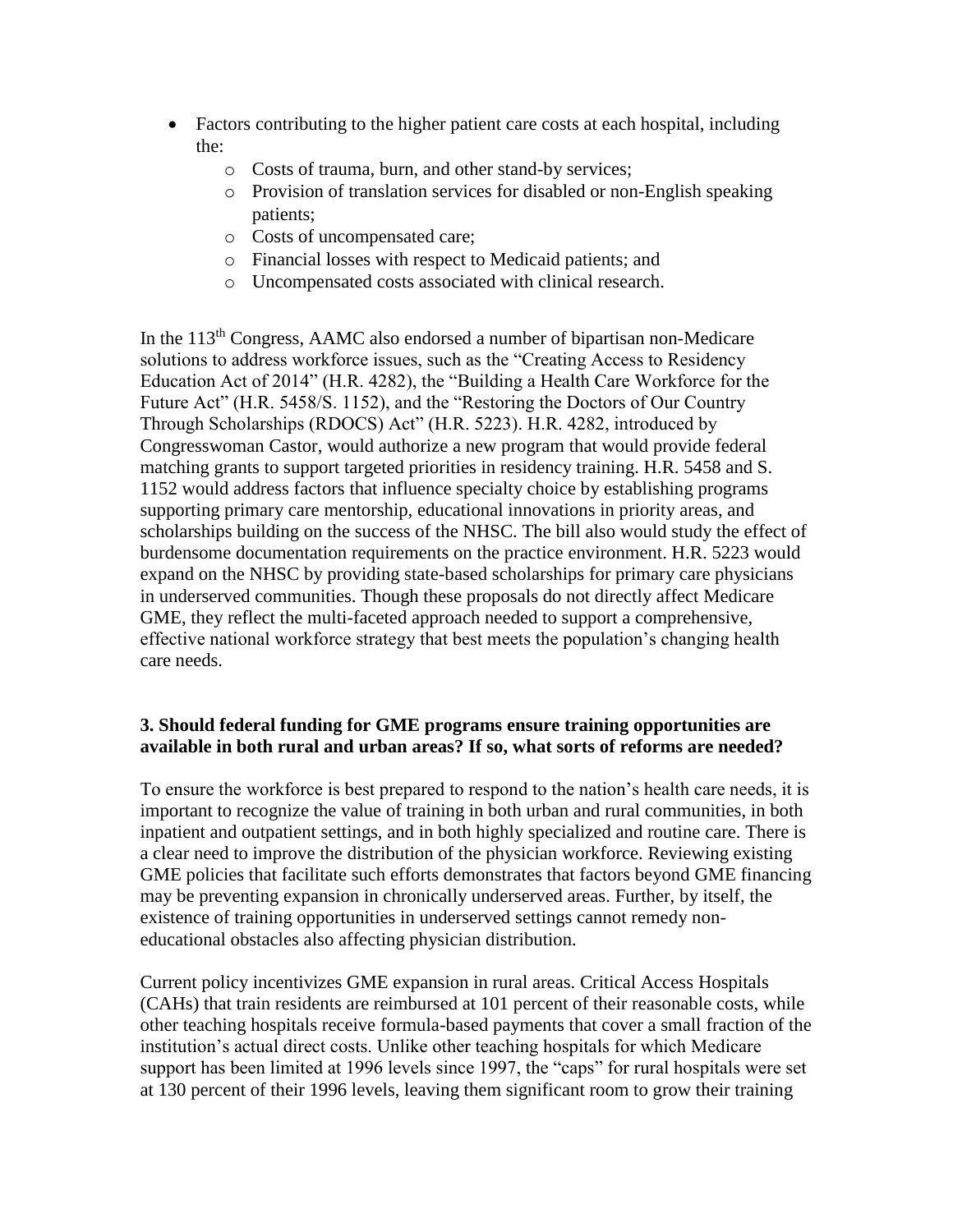- Factors contributing to the higher patient care costs at each hospital, including the:
    - Costs of trauma, burn, and other stand-by services;
    - Provision of translation services for disabled or non-English speaking patients;
    - Costs of uncompensated care;
    - Financial losses with respect to Medicaid patients; and
    - Uncompensated costs associated with clinical research.

In the 113th Congress, AAMC also endorsed a number of bipartisan non-Medicare solutions to address workforce issues, such as the "Creating Access to Residency Education Act of 2014" (H.R. 4282), the "Building a Health Care Workforce for the Future Act" (H.R. 5458/S. 1152), and the "Restoring the Doctors of Our Country Through Scholarships (RDOCS) Act" (H.R. 5223). H.R. 4282, introduced by Congresswoman Castor, would authorize a new program that would provide federal matching grants to support targeted priorities in residency training. H.R. 5458 and S. 1152 would address factors that influence specialty choice by establishing programs supporting primary care mentorship, educational innovations in priority areas, and scholarships building on the success of the NHSC. The bill also would study the effect of burdensome documentation requirements on the practice environment. H.R. 5223 would expand on the NHSC by providing state-based scholarships for primary care physicians in underserved communities. Though these proposals do not directly affect Medicare GME, they reflect the multi-faceted approach needed to support a comprehensive, effective national workforce strategy that best meets the population's changing health care needs.

**3. Should federal funding for GME programs ensure training opportunities are available in both rural and urban areas? If so, what sorts of reforms are needed?**

To ensure the workforce is best prepared to respond to the nation's health care needs, it is important to recognize the value of training in both urban and rural communities, in both inpatient and outpatient settings, and in both highly specialized and routine care. There is a clear need to improve the distribution of the physician workforce. Reviewing existing GME policies that facilitate such efforts demonstrates that factors beyond GME financing may be preventing expansion in chronically underserved areas. Further, by itself, the existence of training opportunities in underserved settings cannot remedy non-educational obstacles also affecting physician distribution.

Current policy incentivizes GME expansion in rural areas. Critical Access Hospitals (CAHs) that train residents are reimbursed at 101 percent of their reasonable costs, while other teaching hospitals receive formula-based payments that cover a small fraction of the institution's actual direct costs. Unlike other teaching hospitals for which Medicare support has been limited at 1996 levels since 1997, the "caps" for rural hospitals were set at 130 percent of their 1996 levels, leaving them significant room to grow their training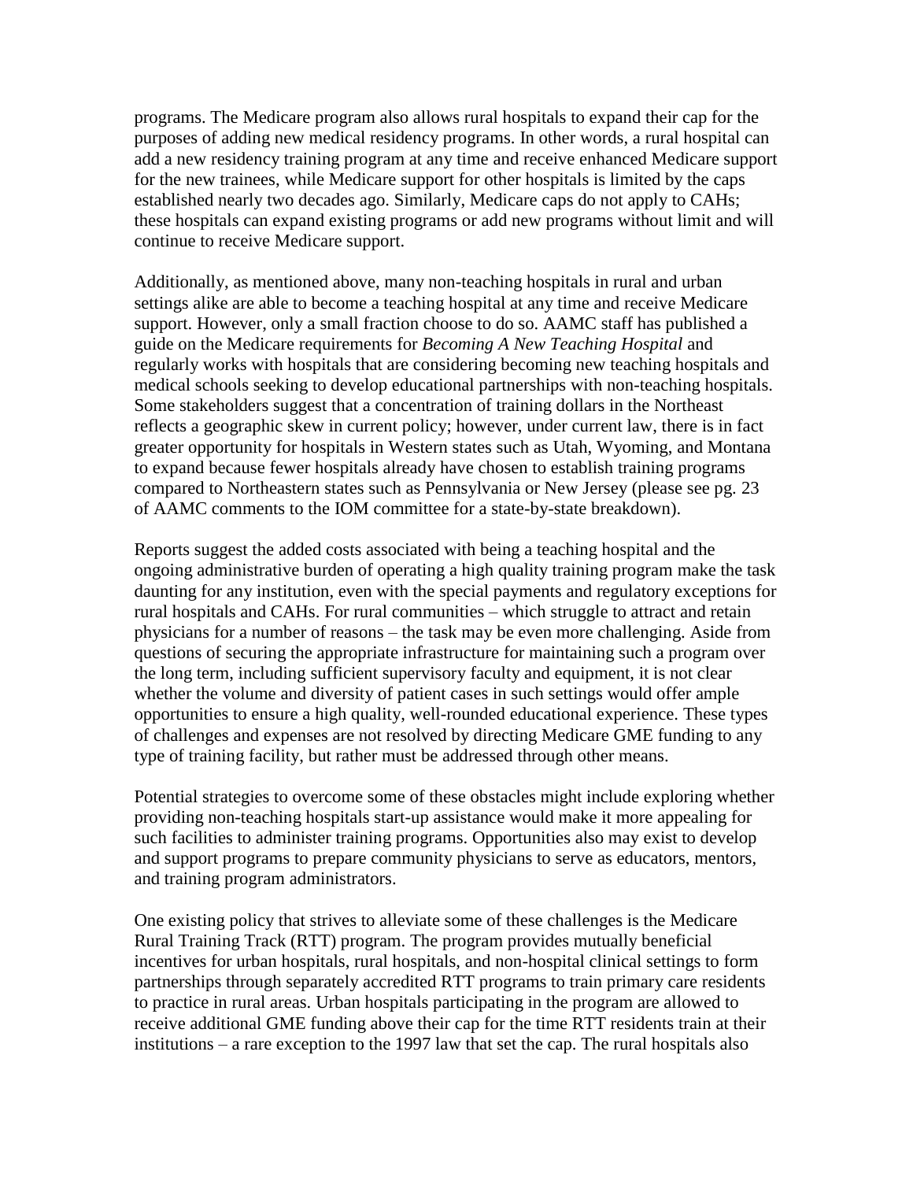programs. The Medicare program also allows rural hospitals to expand their cap for the purposes of adding new medical residency programs. In other words, a rural hospital can add a new residency training program at any time and receive enhanced Medicare support for the new trainees, while Medicare support for other hospitals is limited by the caps established nearly two decades ago. Similarly, Medicare caps do not apply to CAHs; these hospitals can expand existing programs or add new programs without limit and will continue to receive Medicare support.

Additionally, as mentioned above, many non-teaching hospitals in rural and urban settings alike are able to become a teaching hospital at any time and receive Medicare support. However, only a small fraction choose to do so. AAMC staff has published a guide on the Medicare requirements for *Becoming A New Teaching Hospital* and regularly works with hospitals that are considering becoming new teaching hospitals and medical schools seeking to develop educational partnerships with non-teaching hospitals. Some stakeholders suggest that a concentration of training dollars in the Northeast reflects a geographic skew in current policy; however, under current law, there is in fact greater opportunity for hospitals in Western states such as Utah, Wyoming, and Montana to expand because fewer hospitals already have chosen to establish training programs compared to Northeastern states such as Pennsylvania or New Jersey (please see pg. 23 of AAMC comments to the IOM committee for a state-by-state breakdown).

Reports suggest the added costs associated with being a teaching hospital and the ongoing administrative burden of operating a high quality training program make the task daunting for any institution, even with the special payments and regulatory exceptions for rural hospitals and CAHs. For rural communities – which struggle to attract and retain physicians for a number of reasons – the task may be even more challenging. Aside from questions of securing the appropriate infrastructure for maintaining such a program over the long term, including sufficient supervisory faculty and equipment, it is not clear whether the volume and diversity of patient cases in such settings would offer ample opportunities to ensure a high quality, well-rounded educational experience. These types of challenges and expenses are not resolved by directing Medicare GME funding to any type of training facility, but rather must be addressed through other means.

Potential strategies to overcome some of these obstacles might include exploring whether providing non-teaching hospitals start-up assistance would make it more appealing for such facilities to administer training programs. Opportunities also may exist to develop and support programs to prepare community physicians to serve as educators, mentors, and training program administrators.

One existing policy that strives to alleviate some of these challenges is the Medicare Rural Training Track (RTT) program. The program provides mutually beneficial incentives for urban hospitals, rural hospitals, and non-hospital clinical settings to form partnerships through separately accredited RTT programs to train primary care residents to practice in rural areas. Urban hospitals participating in the program are allowed to receive additional GME funding above their cap for the time RTT residents train at their institutions – a rare exception to the 1997 law that set the cap. The rural hospitals also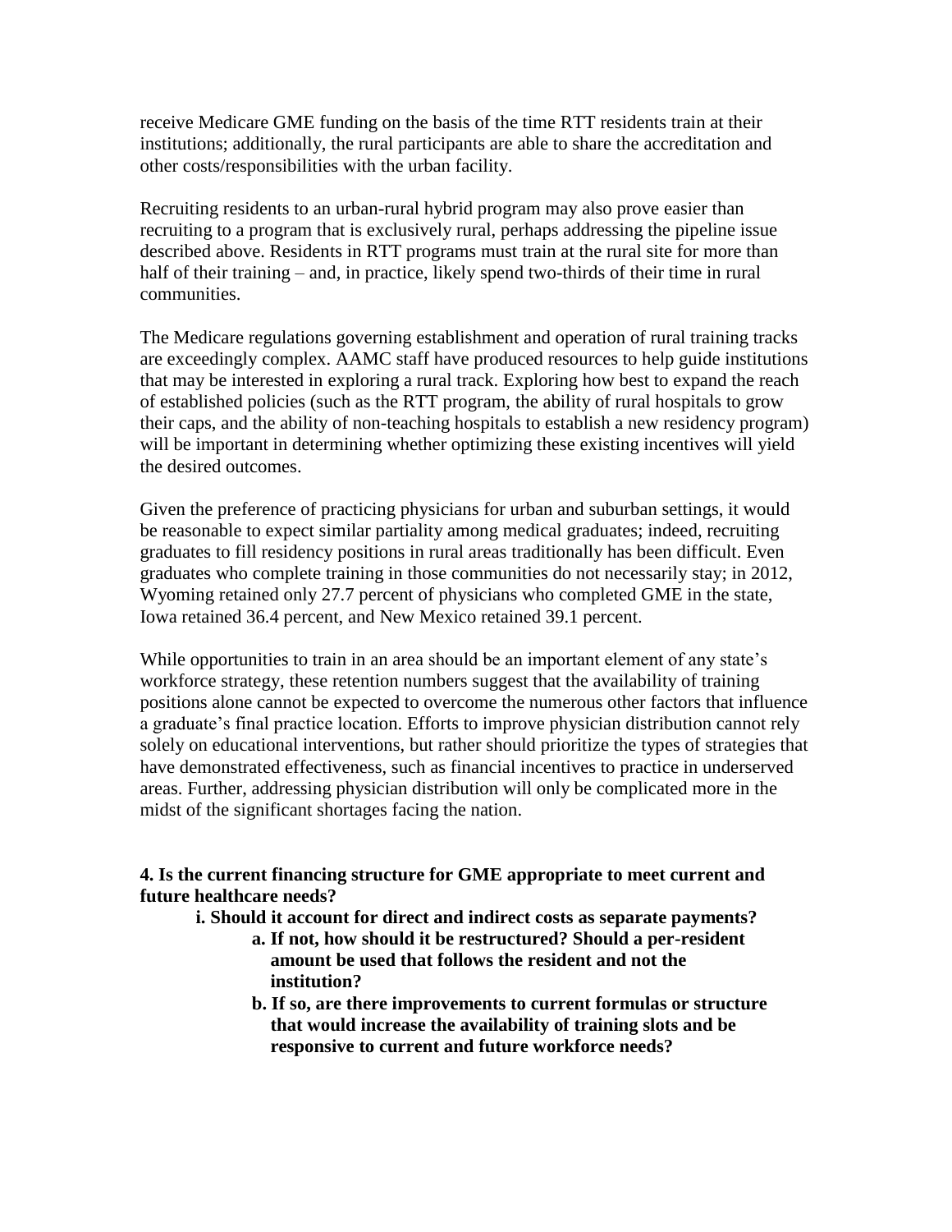receive Medicare GME funding on the basis of the time RTT residents train at their institutions; additionally, the rural participants are able to share the accreditation and other costs/responsibilities with the urban facility.

Recruiting residents to an urban-rural hybrid program may also prove easier than recruiting to a program that is exclusively rural, perhaps addressing the pipeline issue described above. Residents in RTT programs must train at the rural site for more than half of their training – and, in practice, likely spend two-thirds of their time in rural communities.

The Medicare regulations governing establishment and operation of rural training tracks are exceedingly complex. AAMC staff have produced resources to help guide institutions that may be interested in exploring a rural track. Exploring how best to expand the reach of established policies (such as the RTT program, the ability of rural hospitals to grow their caps, and the ability of non-teaching hospitals to establish a new residency program) will be important in determining whether optimizing these existing incentives will yield the desired outcomes.

Given the preference of practicing physicians for urban and suburban settings, it would be reasonable to expect similar partiality among medical graduates; indeed, recruiting graduates to fill residency positions in rural areas traditionally has been difficult. Even graduates who complete training in those communities do not necessarily stay; in 2012, Wyoming retained only 27.7 percent of physicians who completed GME in the state, Iowa retained 36.4 percent, and New Mexico retained 39.1 percent.

While opportunities to train in an area should be an important element of any state's workforce strategy, these retention numbers suggest that the availability of training positions alone cannot be expected to overcome the numerous other factors that influence a graduate's final practice location. Efforts to improve physician distribution cannot rely solely on educational interventions, but rather should prioritize the types of strategies that have demonstrated effectiveness, such as financial incentives to practice in underserved areas. Further, addressing physician distribution will only be complicated more in the midst of the significant shortages facing the nation.

**4. Is the current financing structure for GME appropriate to meet current and future healthcare needs?**

- **i. Should it account for direct and indirect costs as separate payments?**
  - **a. If not, how should it be restructured? Should a per-resident amount be used that follows the resident and not the institution?**
  - **b. If so, are there improvements to current formulas or structure that would increase the availability of training slots and be responsive to current and future workforce needs?**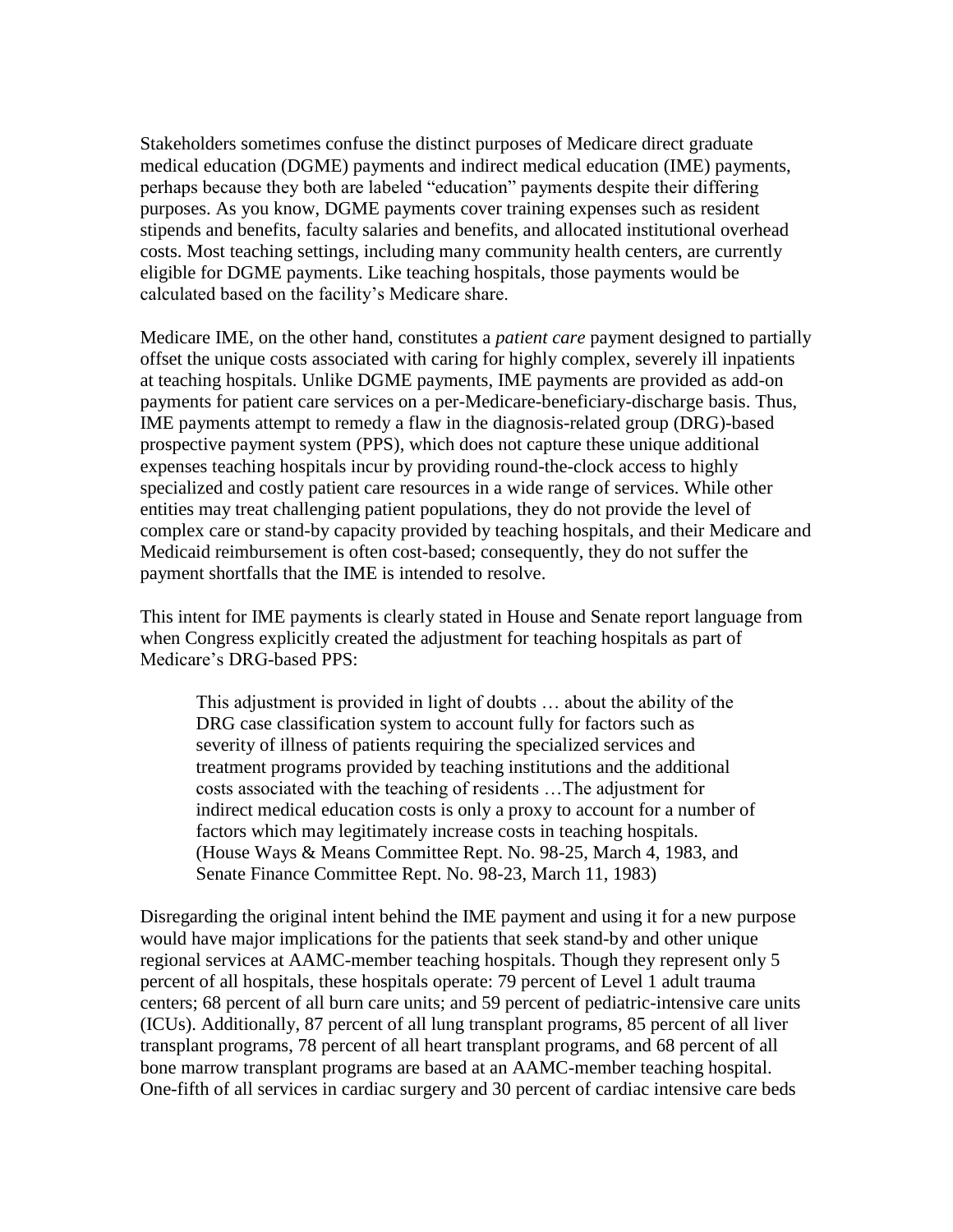Stakeholders sometimes confuse the distinct purposes of Medicare direct graduate medical education (DGME) payments and indirect medical education (IME) payments, perhaps because they both are labeled "education" payments despite their differing purposes. As you know, DGME payments cover training expenses such as resident stipends and benefits, faculty salaries and benefits, and allocated institutional overhead costs. Most teaching settings, including many community health centers, are currently eligible for DGME payments. Like teaching hospitals, those payments would be calculated based on the facility's Medicare share.

Medicare IME, on the other hand, constitutes a *patient care* payment designed to partially offset the unique costs associated with caring for highly complex, severely ill inpatients at teaching hospitals. Unlike DGME payments, IME payments are provided as add-on payments for patient care services on a per-Medicare-beneficiary-discharge basis. Thus, IME payments attempt to remedy a flaw in the diagnosis-related group (DRG)-based prospective payment system (PPS), which does not capture these unique additional expenses teaching hospitals incur by providing round-the-clock access to highly specialized and costly patient care resources in a wide range of services. While other entities may treat challenging patient populations, they do not provide the level of complex care or stand-by capacity provided by teaching hospitals, and their Medicare and Medicaid reimbursement is often cost-based; consequently, they do not suffer the payment shortfalls that the IME is intended to resolve.

This intent for IME payments is clearly stated in House and Senate report language from when Congress explicitly created the adjustment for teaching hospitals as part of Medicare's DRG-based PPS:

> This adjustment is provided in light of doubts … about the ability of the DRG case classification system to account fully for factors such as severity of illness of patients requiring the specialized services and treatment programs provided by teaching institutions and the additional costs associated with the teaching of residents …The adjustment for indirect medical education costs is only a proxy to account for a number of factors which may legitimately increase costs in teaching hospitals. (House Ways & Means Committee Rept. No. 98-25, March 4, 1983, and Senate Finance Committee Rept. No. 98-23, March 11, 1983)

Disregarding the original intent behind the IME payment and using it for a new purpose would have major implications for the patients that seek stand-by and other unique regional services at AAMC-member teaching hospitals. Though they represent only 5 percent of all hospitals, these hospitals operate: 79 percent of Level 1 adult trauma centers; 68 percent of all burn care units; and 59 percent of pediatric-intensive care units (ICUs). Additionally, 87 percent of all lung transplant programs, 85 percent of all liver transplant programs, 78 percent of all heart transplant programs, and 68 percent of all bone marrow transplant programs are based at an AAMC-member teaching hospital. One-fifth of all services in cardiac surgery and 30 percent of cardiac intensive care beds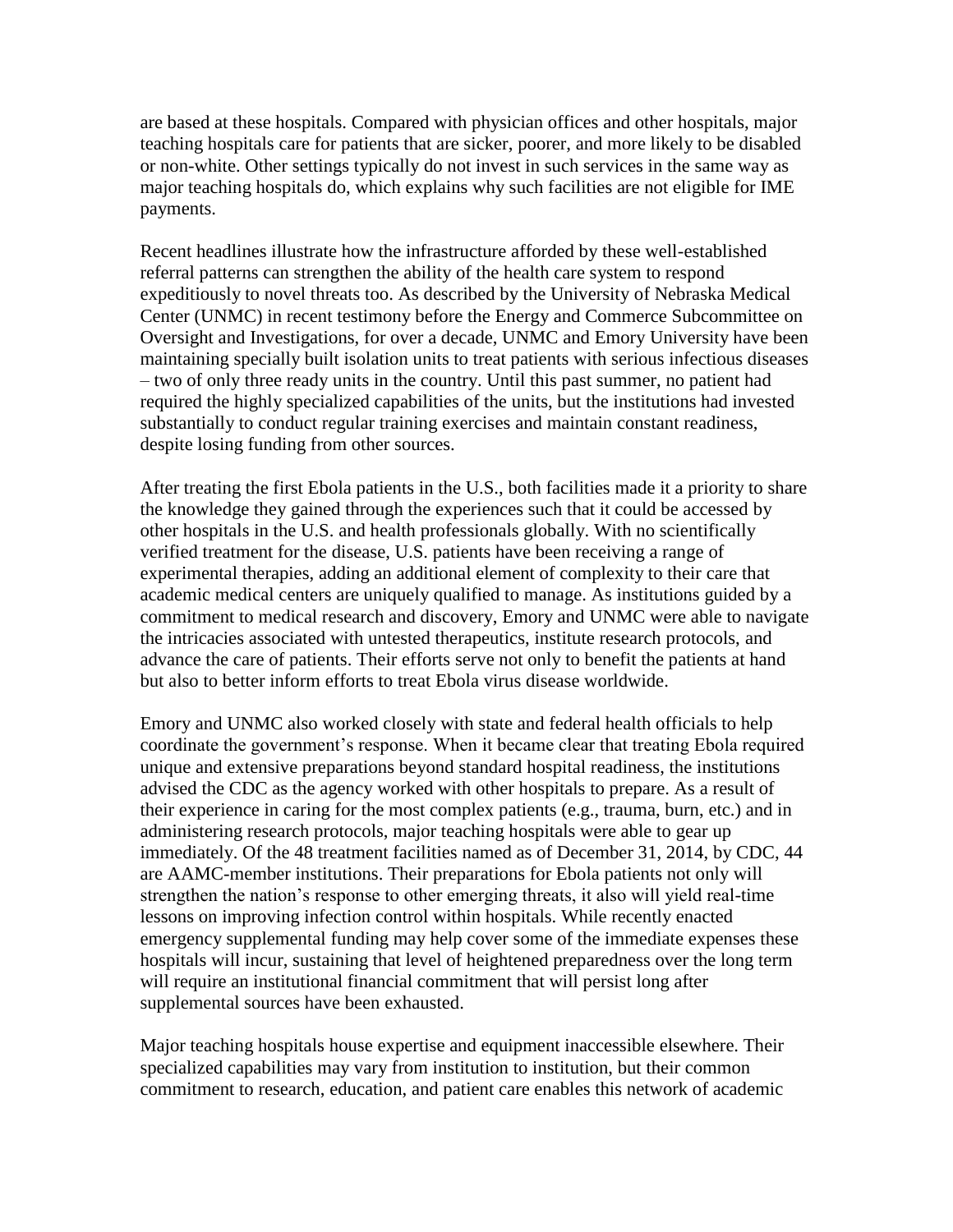are based at these hospitals. Compared with physician offices and other hospitals, major teaching hospitals care for patients that are sicker, poorer, and more likely to be disabled or non-white. Other settings typically do not invest in such services in the same way as major teaching hospitals do, which explains why such facilities are not eligible for IME payments.

Recent headlines illustrate how the infrastructure afforded by these well-established referral patterns can strengthen the ability of the health care system to respond expeditiously to novel threats too. As described by the University of Nebraska Medical Center (UNMC) in recent testimony before the Energy and Commerce Subcommittee on Oversight and Investigations, for over a decade, UNMC and Emory University have been maintaining specially built isolation units to treat patients with serious infectious diseases – two of only three ready units in the country. Until this past summer, no patient had required the highly specialized capabilities of the units, but the institutions had invested substantially to conduct regular training exercises and maintain constant readiness, despite losing funding from other sources.

After treating the first Ebola patients in the U.S., both facilities made it a priority to share the knowledge they gained through the experiences such that it could be accessed by other hospitals in the U.S. and health professionals globally. With no scientifically verified treatment for the disease, U.S. patients have been receiving a range of experimental therapies, adding an additional element of complexity to their care that academic medical centers are uniquely qualified to manage. As institutions guided by a commitment to medical research and discovery, Emory and UNMC were able to navigate the intricacies associated with untested therapeutics, institute research protocols, and advance the care of patients. Their efforts serve not only to benefit the patients at hand but also to better inform efforts to treat Ebola virus disease worldwide.

Emory and UNMC also worked closely with state and federal health officials to help coordinate the government's response. When it became clear that treating Ebola required unique and extensive preparations beyond standard hospital readiness, the institutions advised the CDC as the agency worked with other hospitals to prepare. As a result of their experience in caring for the most complex patients (e.g., trauma, burn, etc.) and in administering research protocols, major teaching hospitals were able to gear up immediately. Of the 48 treatment facilities named as of December 31, 2014, by CDC, 44 are AAMC-member institutions. Their preparations for Ebola patients not only will strengthen the nation's response to other emerging threats, it also will yield real-time lessons on improving infection control within hospitals. While recently enacted emergency supplemental funding may help cover some of the immediate expenses these hospitals will incur, sustaining that level of heightened preparedness over the long term will require an institutional financial commitment that will persist long after supplemental sources have been exhausted.

Major teaching hospitals house expertise and equipment inaccessible elsewhere. Their specialized capabilities may vary from institution to institution, but their common commitment to research, education, and patient care enables this network of academic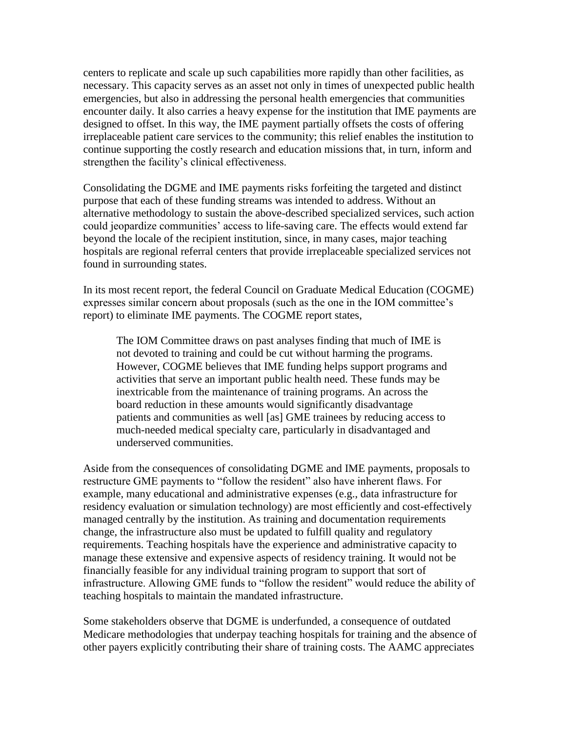centers to replicate and scale up such capabilities more rapidly than other facilities, as necessary. This capacity serves as an asset not only in times of unexpected public health emergencies, but also in addressing the personal health emergencies that communities encounter daily. It also carries a heavy expense for the institution that IME payments are designed to offset. In this way, the IME payment partially offsets the costs of offering irreplaceable patient care services to the community; this relief enables the institution to continue supporting the costly research and education missions that, in turn, inform and strengthen the facility's clinical effectiveness.

Consolidating the DGME and IME payments risks forfeiting the targeted and distinct purpose that each of these funding streams was intended to address. Without an alternative methodology to sustain the above-described specialized services, such action could jeopardize communities' access to life-saving care. The effects would extend far beyond the locale of the recipient institution, since, in many cases, major teaching hospitals are regional referral centers that provide irreplaceable specialized services not found in surrounding states.

In its most recent report, the federal Council on Graduate Medical Education (COGME) expresses similar concern about proposals (such as the one in the IOM committee's report) to eliminate IME payments. The COGME report states,

> The IOM Committee draws on past analyses finding that much of IME is not devoted to training and could be cut without harming the programs. However, COGME believes that IME funding helps support programs and activities that serve an important public health need. These funds may be inextricable from the maintenance of training programs. An across the board reduction in these amounts would significantly disadvantage patients and communities as well [as] GME trainees by reducing access to much-needed medical specialty care, particularly in disadvantaged and underserved communities.

Aside from the consequences of consolidating DGME and IME payments, proposals to restructure GME payments to "follow the resident" also have inherent flaws. For example, many educational and administrative expenses (e.g., data infrastructure for residency evaluation or simulation technology) are most efficiently and cost-effectively managed centrally by the institution. As training and documentation requirements change, the infrastructure also must be updated to fulfill quality and regulatory requirements. Teaching hospitals have the experience and administrative capacity to manage these extensive and expensive aspects of residency training. It would not be financially feasible for any individual training program to support that sort of infrastructure. Allowing GME funds to "follow the resident" would reduce the ability of teaching hospitals to maintain the mandated infrastructure.

Some stakeholders observe that DGME is underfunded, a consequence of outdated Medicare methodologies that underpay teaching hospitals for training and the absence of other payers explicitly contributing their share of training costs. The AAMC appreciates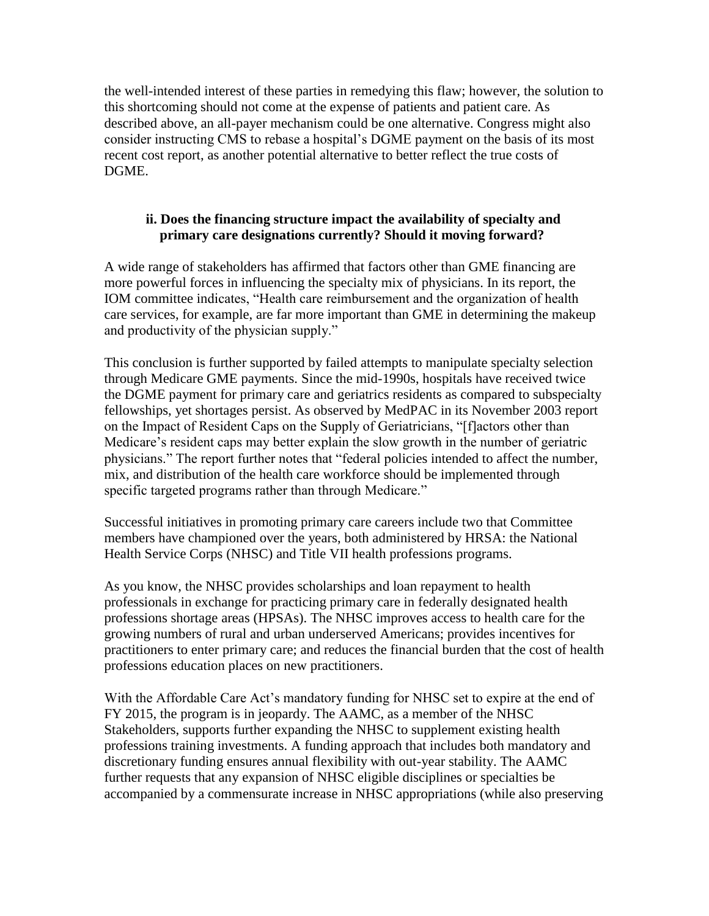the well-intended interest of these parties in remedying this flaw; however, the solution to this shortcoming should not come at the expense of patients and patient care. As described above, an all-payer mechanism could be one alternative. Congress might also consider instructing CMS to rebase a hospital's DGME payment on the basis of its most recent cost report, as another potential alternative to better reflect the true costs of DGME.

**ii. Does the financing structure impact the availability of specialty and primary care designations currently? Should it moving forward?**

A wide range of stakeholders has affirmed that factors other than GME financing are more powerful forces in influencing the specialty mix of physicians. In its report, the IOM committee indicates, "Health care reimbursement and the organization of health care services, for example, are far more important than GME in determining the makeup and productivity of the physician supply."

This conclusion is further supported by failed attempts to manipulate specialty selection through Medicare GME payments. Since the mid-1990s, hospitals have received twice the DGME payment for primary care and geriatrics residents as compared to subspecialty fellowships, yet shortages persist. As observed by MedPAC in its November 2003 report on the Impact of Resident Caps on the Supply of Geriatricians, "[f]actors other than Medicare's resident caps may better explain the slow growth in the number of geriatric physicians." The report further notes that "federal policies intended to affect the number, mix, and distribution of the health care workforce should be implemented through specific targeted programs rather than through Medicare."

Successful initiatives in promoting primary care careers include two that Committee members have championed over the years, both administered by HRSA: the National Health Service Corps (NHSC) and Title VII health professions programs.

As you know, the NHSC provides scholarships and loan repayment to health professionals in exchange for practicing primary care in federally designated health professions shortage areas (HPSAs). The NHSC improves access to health care for the growing numbers of rural and urban underserved Americans; provides incentives for practitioners to enter primary care; and reduces the financial burden that the cost of health professions education places on new practitioners.

With the Affordable Care Act's mandatory funding for NHSC set to expire at the end of FY 2015, the program is in jeopardy. The AAMC, as a member of the NHSC Stakeholders, supports further expanding the NHSC to supplement existing health professions training investments. A funding approach that includes both mandatory and discretionary funding ensures annual flexibility with out-year stability. The AAMC further requests that any expansion of NHSC eligible disciplines or specialties be accompanied by a commensurate increase in NHSC appropriations (while also preserving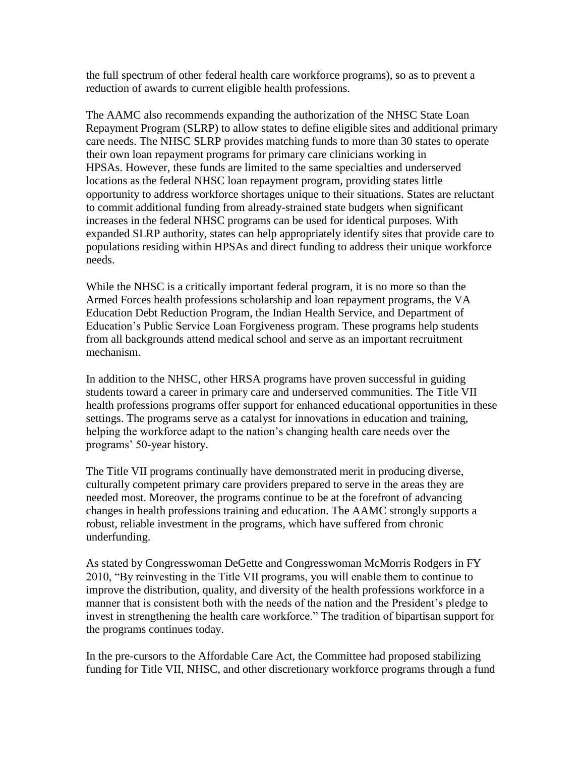the full spectrum of other federal health care workforce programs), so as to prevent a reduction of awards to current eligible health professions.

The AAMC also recommends expanding the authorization of the NHSC State Loan Repayment Program (SLRP) to allow states to define eligible sites and additional primary care needs. The NHSC SLRP provides matching funds to more than 30 states to operate their own loan repayment programs for primary care clinicians working in HPSAs. However, these funds are limited to the same specialties and underserved locations as the federal NHSC loan repayment program, providing states little opportunity to address workforce shortages unique to their situations. States are reluctant to commit additional funding from already-strained state budgets when significant increases in the federal NHSC programs can be used for identical purposes. With expanded SLRP authority, states can help appropriately identify sites that provide care to populations residing within HPSAs and direct funding to address their unique workforce needs.

While the NHSC is a critically important federal program, it is no more so than the Armed Forces health professions scholarship and loan repayment programs, the VA Education Debt Reduction Program, the Indian Health Service, and Department of Education's Public Service Loan Forgiveness program. These programs help students from all backgrounds attend medical school and serve as an important recruitment mechanism.

In addition to the NHSC, other HRSA programs have proven successful in guiding students toward a career in primary care and underserved communities. The Title VII health professions programs offer support for enhanced educational opportunities in these settings. The programs serve as a catalyst for innovations in education and training, helping the workforce adapt to the nation's changing health care needs over the programs' 50-year history.

The Title VII programs continually have demonstrated merit in producing diverse, culturally competent primary care providers prepared to serve in the areas they are needed most. Moreover, the programs continue to be at the forefront of advancing changes in health professions training and education. The AAMC strongly supports a robust, reliable investment in the programs, which have suffered from chronic underfunding.

As stated by Congresswoman DeGette and Congresswoman McMorris Rodgers in FY 2010, "By reinvesting in the Title VII programs, you will enable them to continue to improve the distribution, quality, and diversity of the health professions workforce in a manner that is consistent both with the needs of the nation and the President's pledge to invest in strengthening the health care workforce." The tradition of bipartisan support for the programs continues today.

In the pre-cursors to the Affordable Care Act, the Committee had proposed stabilizing funding for Title VII, NHSC, and other discretionary workforce programs through a fund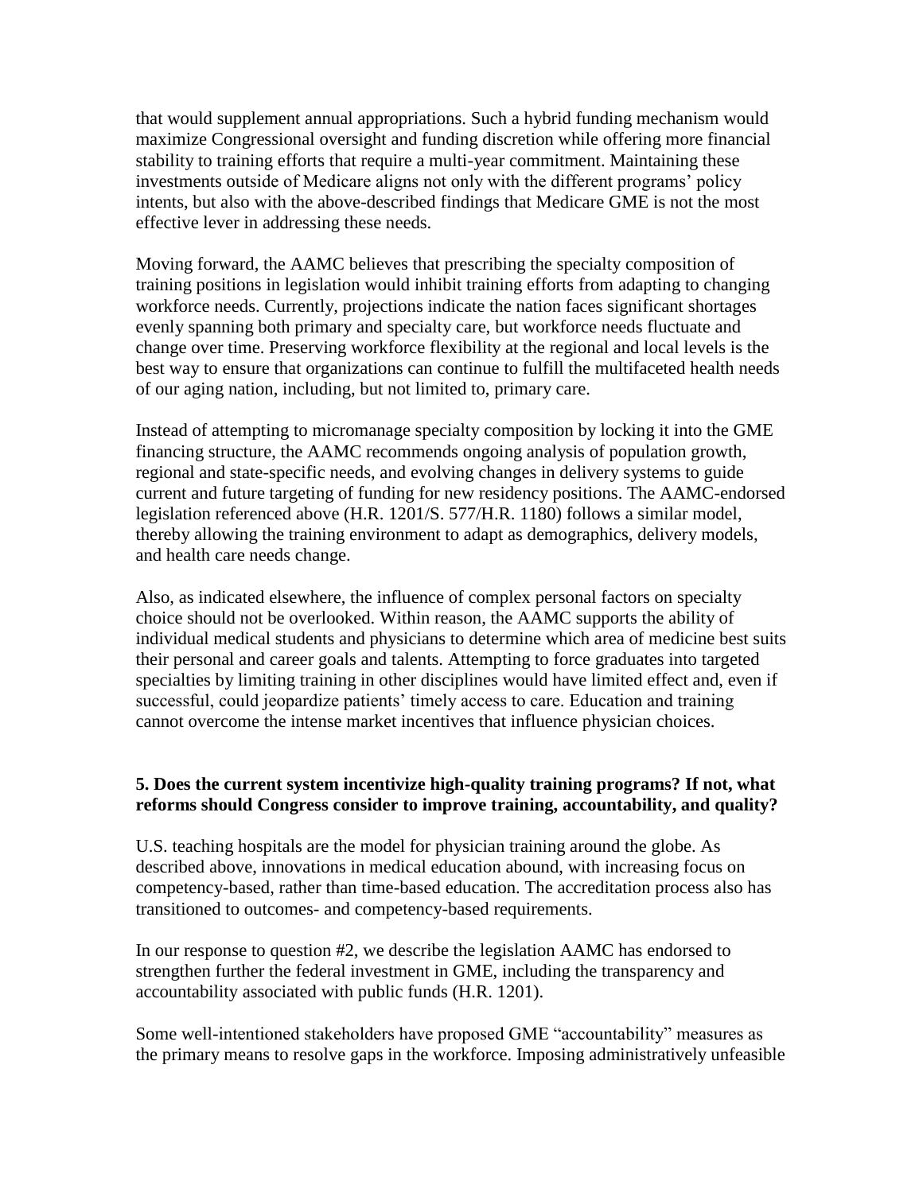that would supplement annual appropriations. Such a hybrid funding mechanism would maximize Congressional oversight and funding discretion while offering more financial stability to training efforts that require a multi-year commitment. Maintaining these investments outside of Medicare aligns not only with the different programs' policy intents, but also with the above-described findings that Medicare GME is not the most effective lever in addressing these needs.

Moving forward, the AAMC believes that prescribing the specialty composition of training positions in legislation would inhibit training efforts from adapting to changing workforce needs. Currently, projections indicate the nation faces significant shortages evenly spanning both primary and specialty care, but workforce needs fluctuate and change over time. Preserving workforce flexibility at the regional and local levels is the best way to ensure that organizations can continue to fulfill the multifaceted health needs of our aging nation, including, but not limited to, primary care.

Instead of attempting to micromanage specialty composition by locking it into the GME financing structure, the AAMC recommends ongoing analysis of population growth, regional and state-specific needs, and evolving changes in delivery systems to guide current and future targeting of funding for new residency positions. The AAMC-endorsed legislation referenced above (H.R. 1201/S. 577/H.R. 1180) follows a similar model, thereby allowing the training environment to adapt as demographics, delivery models, and health care needs change.

Also, as indicated elsewhere, the influence of complex personal factors on specialty choice should not be overlooked. Within reason, the AAMC supports the ability of individual medical students and physicians to determine which area of medicine best suits their personal and career goals and talents. Attempting to force graduates into targeted specialties by limiting training in other disciplines would have limited effect and, even if successful, could jeopardize patients' timely access to care. Education and training cannot overcome the intense market incentives that influence physician choices.

**5. Does the current system incentivize high-quality training programs? If not, what reforms should Congress consider to improve training, accountability, and quality?**

U.S. teaching hospitals are the model for physician training around the globe. As described above, innovations in medical education abound, with increasing focus on competency-based, rather than time-based education. The accreditation process also has transitioned to outcomes- and competency-based requirements.

In our response to question #2, we describe the legislation AAMC has endorsed to strengthen further the federal investment in GME, including the transparency and accountability associated with public funds (H.R. 1201).

Some well-intentioned stakeholders have proposed GME "accountability" measures as the primary means to resolve gaps in the workforce. Imposing administratively unfeasible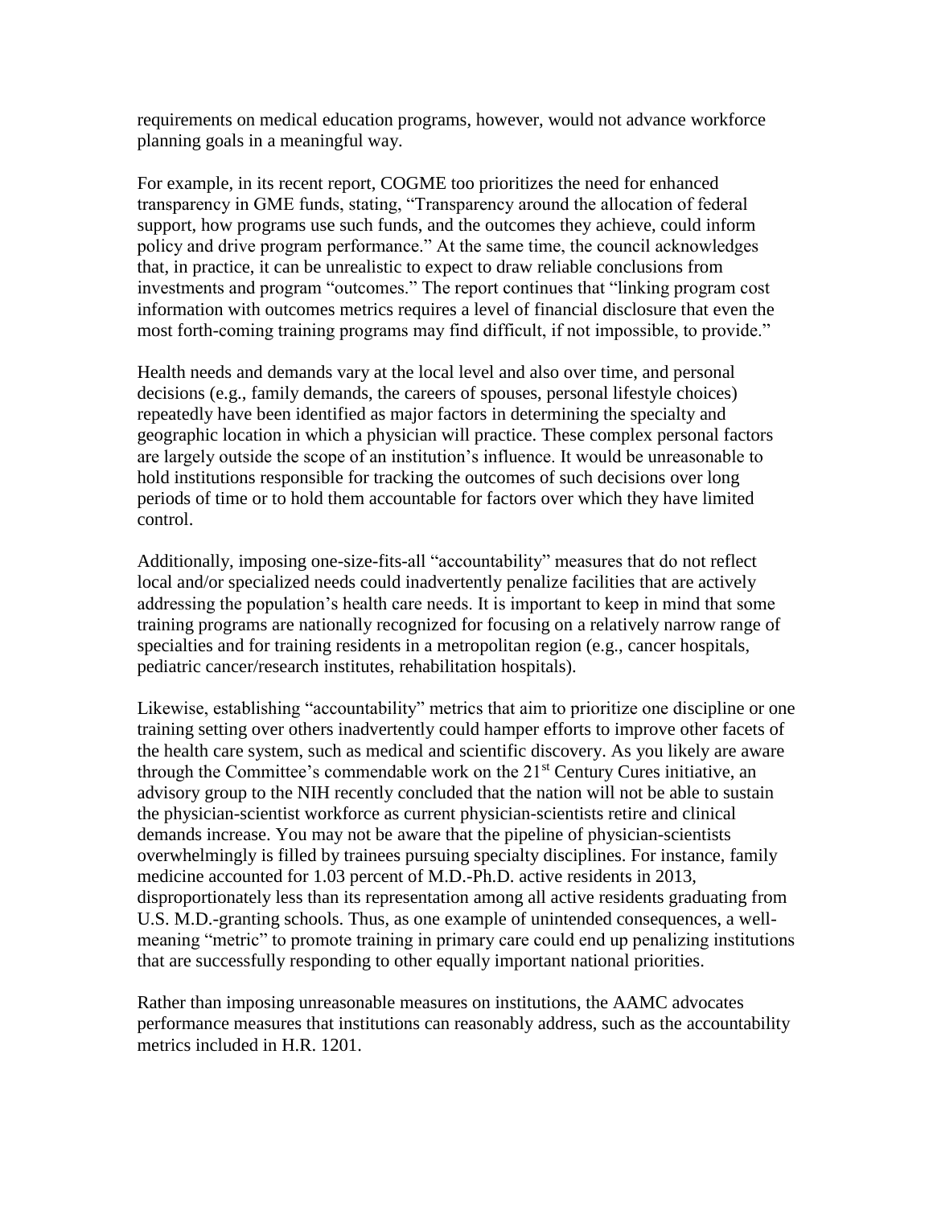requirements on medical education programs, however, would not advance workforce planning goals in a meaningful way.

For example, in its recent report, COGME too prioritizes the need for enhanced transparency in GME funds, stating, "Transparency around the allocation of federal support, how programs use such funds, and the outcomes they achieve, could inform policy and drive program performance." At the same time, the council acknowledges that, in practice, it can be unrealistic to expect to draw reliable conclusions from investments and program "outcomes." The report continues that "linking program cost information with outcomes metrics requires a level of financial disclosure that even the most forth-coming training programs may find difficult, if not impossible, to provide."

Health needs and demands vary at the local level and also over time, and personal decisions (e.g., family demands, the careers of spouses, personal lifestyle choices) repeatedly have been identified as major factors in determining the specialty and geographic location in which a physician will practice. These complex personal factors are largely outside the scope of an institution's influence. It would be unreasonable to hold institutions responsible for tracking the outcomes of such decisions over long periods of time or to hold them accountable for factors over which they have limited control.

Additionally, imposing one-size-fits-all "accountability" measures that do not reflect local and/or specialized needs could inadvertently penalize facilities that are actively addressing the population's health care needs. It is important to keep in mind that some training programs are nationally recognized for focusing on a relatively narrow range of specialties and for training residents in a metropolitan region (e.g., cancer hospitals, pediatric cancer/research institutes, rehabilitation hospitals).

Likewise, establishing "accountability" metrics that aim to prioritize one discipline or one training setting over others inadvertently could hamper efforts to improve other facets of the health care system, such as medical and scientific discovery. As you likely are aware through the Committee's commendable work on the 21st Century Cures initiative, an advisory group to the NIH recently concluded that the nation will not be able to sustain the physician-scientist workforce as current physician-scientists retire and clinical demands increase. You may not be aware that the pipeline of physician-scientists overwhelmingly is filled by trainees pursuing specialty disciplines. For instance, family medicine accounted for 1.03 percent of M.D.-Ph.D. active residents in 2013, disproportionately less than its representation among all active residents graduating from U.S. M.D.-granting schools. Thus, as one example of unintended consequences, a well-meaning "metric" to promote training in primary care could end up penalizing institutions that are successfully responding to other equally important national priorities.

Rather than imposing unreasonable measures on institutions, the AAMC advocates performance measures that institutions can reasonably address, such as the accountability metrics included in H.R. 1201.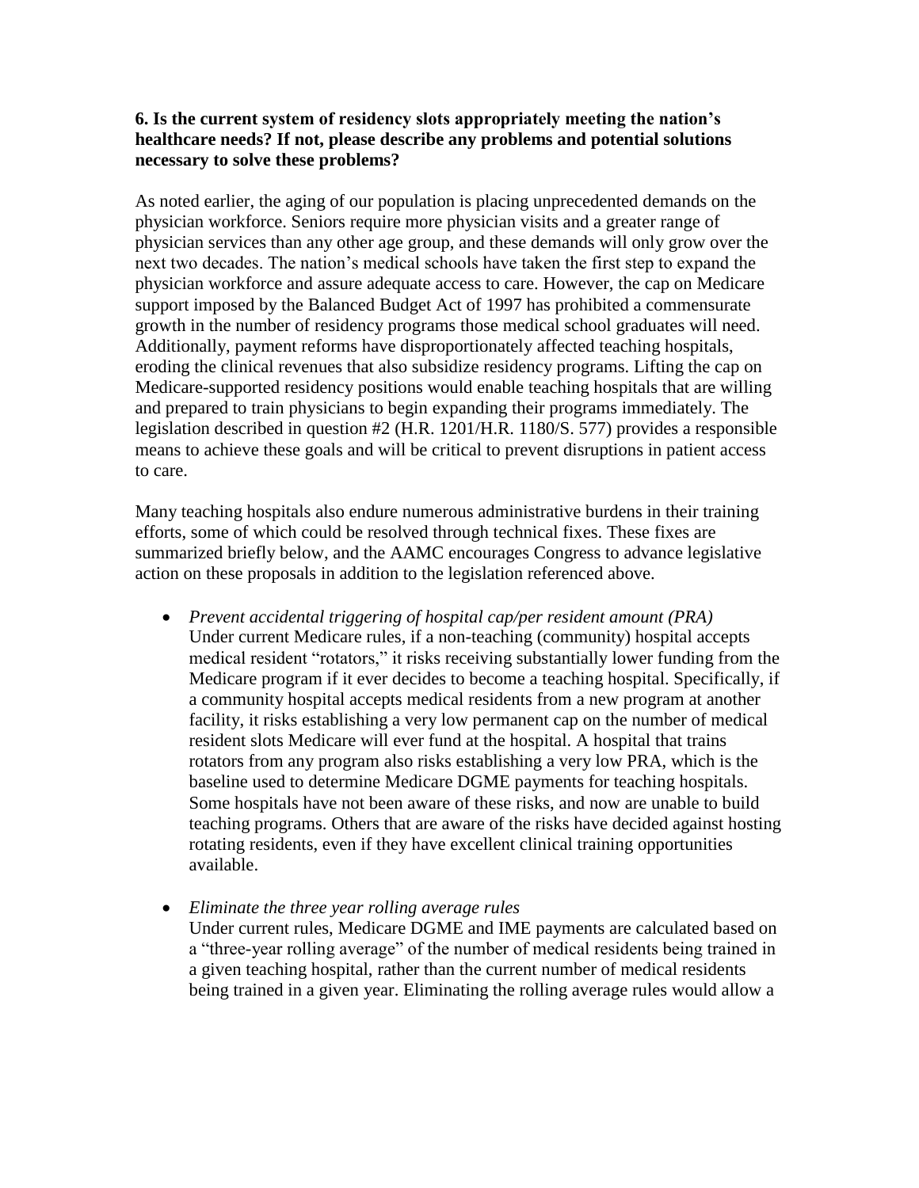**6. Is the current system of residency slots appropriately meeting the nation's healthcare needs? If not, please describe any problems and potential solutions necessary to solve these problems?**

As noted earlier, the aging of our population is placing unprecedented demands on the physician workforce. Seniors require more physician visits and a greater range of physician services than any other age group, and these demands will only grow over the next two decades. The nation's medical schools have taken the first step to expand the physician workforce and assure adequate access to care. However, the cap on Medicare support imposed by the Balanced Budget Act of 1997 has prohibited a commensurate growth in the number of residency programs those medical school graduates will need. Additionally, payment reforms have disproportionately affected teaching hospitals, eroding the clinical revenues that also subsidize residency programs. Lifting the cap on Medicare-supported residency positions would enable teaching hospitals that are willing and prepared to train physicians to begin expanding their programs immediately. The legislation described in question #2 (H.R. 1201/H.R. 1180/S. 577) provides a responsible means to achieve these goals and will be critical to prevent disruptions in patient access to care.

Many teaching hospitals also endure numerous administrative burdens in their training efforts, some of which could be resolved through technical fixes. These fixes are summarized briefly below, and the AAMC encourages Congress to advance legislative action on these proposals in addition to the legislation referenced above.

- *Prevent accidental triggering of hospital cap/per resident amount (PRA)*
  Under current Medicare rules, if a non-teaching (community) hospital accepts medical resident "rotators," it risks receiving substantially lower funding from the Medicare program if it ever decides to become a teaching hospital. Specifically, if a community hospital accepts medical residents from a new program at another facility, it risks establishing a very low permanent cap on the number of medical resident slots Medicare will ever fund at the hospital. A hospital that trains rotators from any program also risks establishing a very low PRA, which is the baseline used to determine Medicare DGME payments for teaching hospitals. Some hospitals have not been aware of these risks, and now are unable to build teaching programs. Others that are aware of the risks have decided against hosting rotating residents, even if they have excellent clinical training opportunities available.

- *Eliminate the three year rolling average rules*
  Under current rules, Medicare DGME and IME payments are calculated based on a "three-year rolling average" of the number of medical residents being trained in a given teaching hospital, rather than the current number of medical residents being trained in a given year. Eliminating the rolling average rules would allow a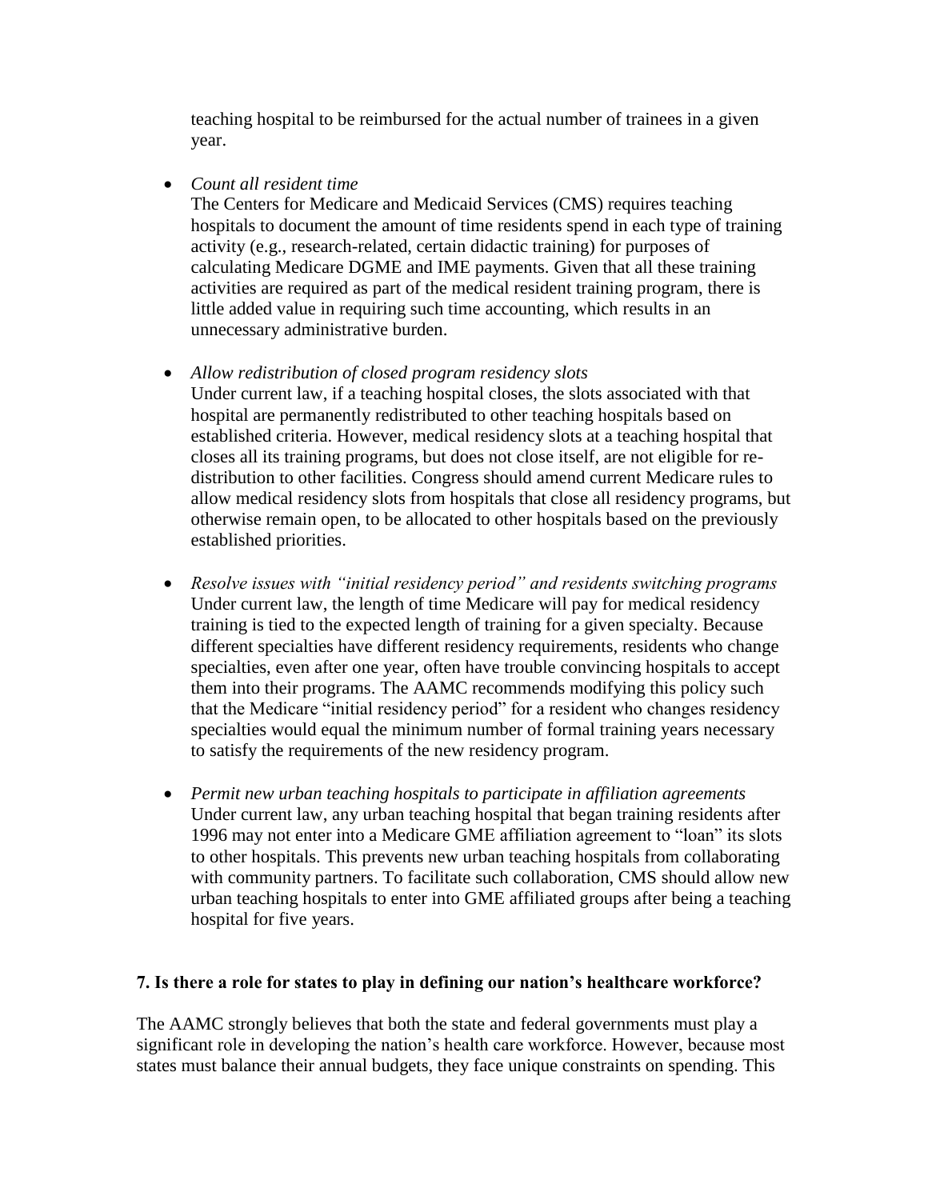teaching hospital to be reimbursed for the actual number of trainees in a given year.

- *Count all resident time*
  The Centers for Medicare and Medicaid Services (CMS) requires teaching hospitals to document the amount of time residents spend in each type of training activity (e.g., research-related, certain didactic training) for purposes of calculating Medicare DGME and IME payments. Given that all these training activities are required as part of the medical resident training program, there is little added value in requiring such time accounting, which results in an unnecessary administrative burden.

- *Allow redistribution of closed program residency slots*
  Under current law, if a teaching hospital closes, the slots associated with that hospital are permanently redistributed to other teaching hospitals based on established criteria. However, medical residency slots at a teaching hospital that closes all its training programs, but does not close itself, are not eligible for re-distribution to other facilities. Congress should amend current Medicare rules to allow medical residency slots from hospitals that close all residency programs, but otherwise remain open, to be allocated to other hospitals based on the previously established priorities.

- *Resolve issues with "initial residency period" and residents switching programs*
  Under current law, the length of time Medicare will pay for medical residency training is tied to the expected length of training for a given specialty. Because different specialties have different residency requirements, residents who change specialties, even after one year, often have trouble convincing hospitals to accept them into their programs. The AAMC recommends modifying this policy such that the Medicare "initial residency period" for a resident who changes residency specialties would equal the minimum number of formal training years necessary to satisfy the requirements of the new residency program.

- *Permit new urban teaching hospitals to participate in affiliation agreements*
  Under current law, any urban teaching hospital that began training residents after 1996 may not enter into a Medicare GME affiliation agreement to "loan" its slots to other hospitals. This prevents new urban teaching hospitals from collaborating with community partners. To facilitate such collaboration, CMS should allow new urban teaching hospitals to enter into GME affiliated groups after being a teaching hospital for five years.

**7. Is there a role for states to play in defining our nation's healthcare workforce?**

The AAMC strongly believes that both the state and federal governments must play a significant role in developing the nation's health care workforce. However, because most states must balance their annual budgets, they face unique constraints on spending. This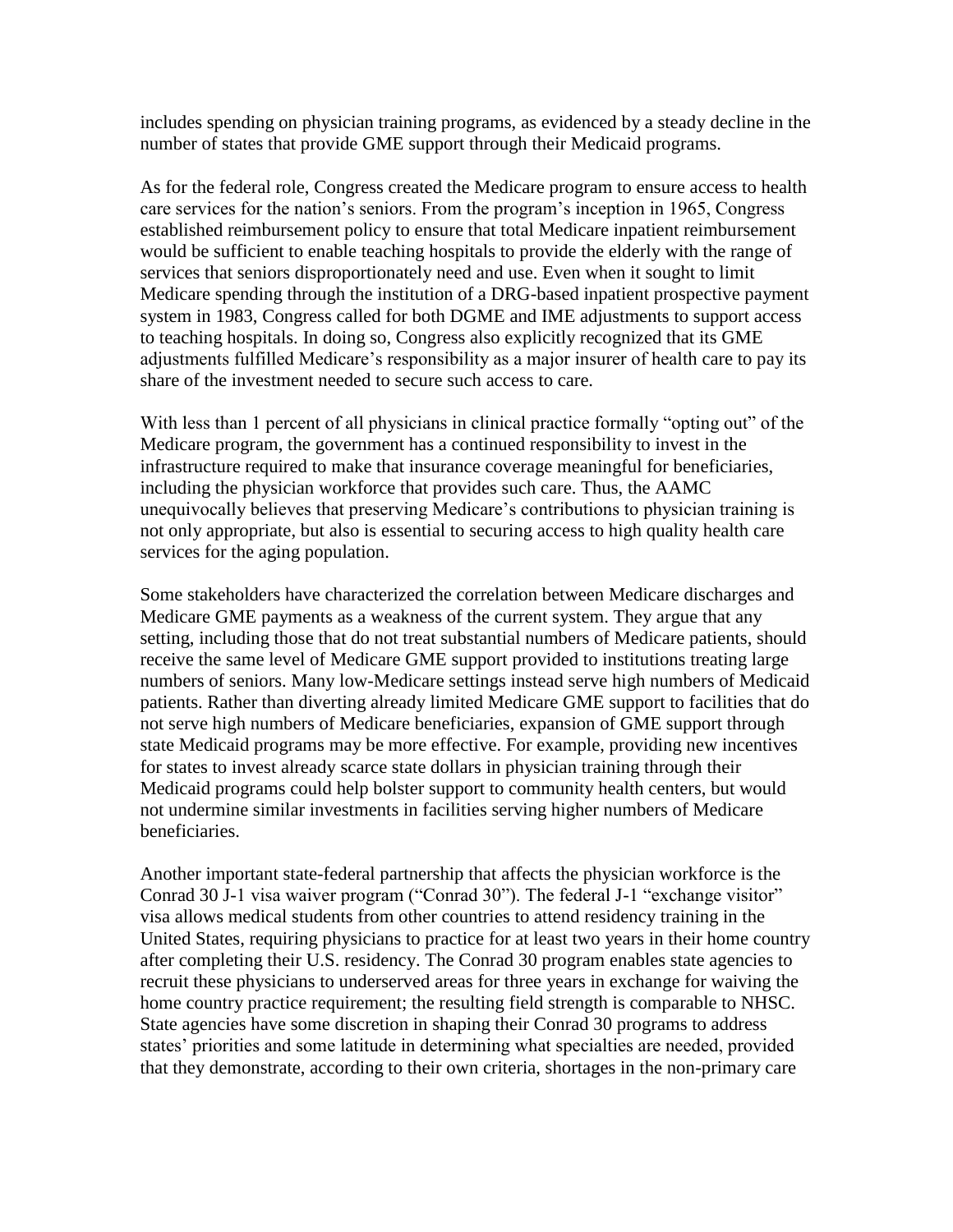includes spending on physician training programs, as evidenced by a steady decline in the number of states that provide GME support through their Medicaid programs.

As for the federal role, Congress created the Medicare program to ensure access to health care services for the nation's seniors. From the program's inception in 1965, Congress established reimbursement policy to ensure that total Medicare inpatient reimbursement would be sufficient to enable teaching hospitals to provide the elderly with the range of services that seniors disproportionately need and use. Even when it sought to limit Medicare spending through the institution of a DRG-based inpatient prospective payment system in 1983, Congress called for both DGME and IME adjustments to support access to teaching hospitals. In doing so, Congress also explicitly recognized that its GME adjustments fulfilled Medicare's responsibility as a major insurer of health care to pay its share of the investment needed to secure such access to care.

With less than 1 percent of all physicians in clinical practice formally "opting out" of the Medicare program, the government has a continued responsibility to invest in the infrastructure required to make that insurance coverage meaningful for beneficiaries, including the physician workforce that provides such care. Thus, the AAMC unequivocally believes that preserving Medicare's contributions to physician training is not only appropriate, but also is essential to securing access to high quality health care services for the aging population.

Some stakeholders have characterized the correlation between Medicare discharges and Medicare GME payments as a weakness of the current system. They argue that any setting, including those that do not treat substantial numbers of Medicare patients, should receive the same level of Medicare GME support provided to institutions treating large numbers of seniors. Many low-Medicare settings instead serve high numbers of Medicaid patients. Rather than diverting already limited Medicare GME support to facilities that do not serve high numbers of Medicare beneficiaries, expansion of GME support through state Medicaid programs may be more effective. For example, providing new incentives for states to invest already scarce state dollars in physician training through their Medicaid programs could help bolster support to community health centers, but would not undermine similar investments in facilities serving higher numbers of Medicare beneficiaries.

Another important state-federal partnership that affects the physician workforce is the Conrad 30 J-1 visa waiver program ("Conrad 30"). The federal J-1 "exchange visitor" visa allows medical students from other countries to attend residency training in the United States, requiring physicians to practice for at least two years in their home country after completing their U.S. residency. The Conrad 30 program enables state agencies to recruit these physicians to underserved areas for three years in exchange for waiving the home country practice requirement; the resulting field strength is comparable to NHSC. State agencies have some discretion in shaping their Conrad 30 programs to address states' priorities and some latitude in determining what specialties are needed, provided that they demonstrate, according to their own criteria, shortages in the non-primary care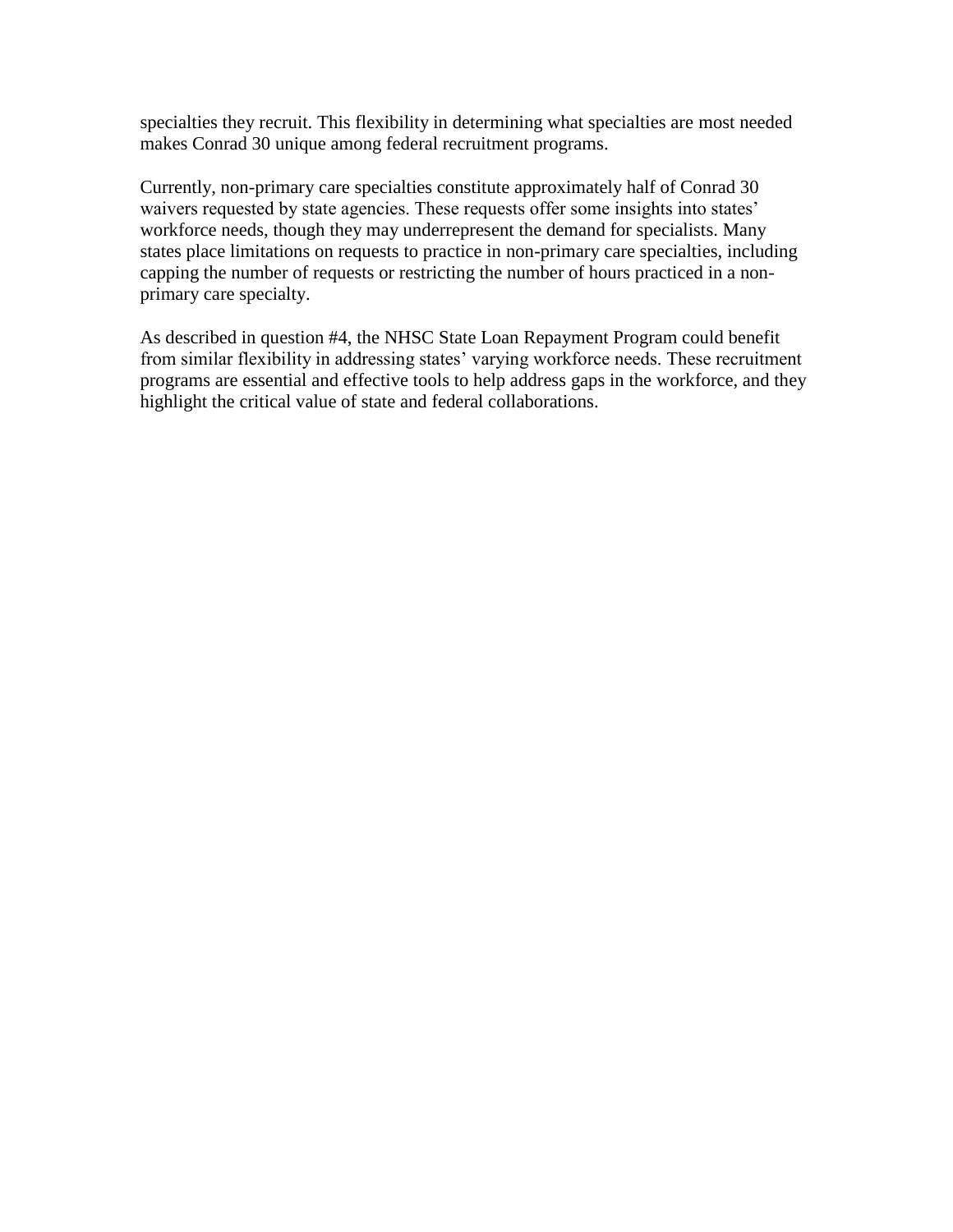specialties they recruit. This flexibility in determining what specialties are most needed makes Conrad 30 unique among federal recruitment programs.

Currently, non-primary care specialties constitute approximately half of Conrad 30 waivers requested by state agencies. These requests offer some insights into states' workforce needs, though they may underrepresent the demand for specialists. Many states place limitations on requests to practice in non-primary care specialties, including capping the number of requests or restricting the number of hours practiced in a non-primary care specialty.

As described in question #4, the NHSC State Loan Repayment Program could benefit from similar flexibility in addressing states' varying workforce needs. These recruitment programs are essential and effective tools to help address gaps in the workforce, and they highlight the critical value of state and federal collaborations.